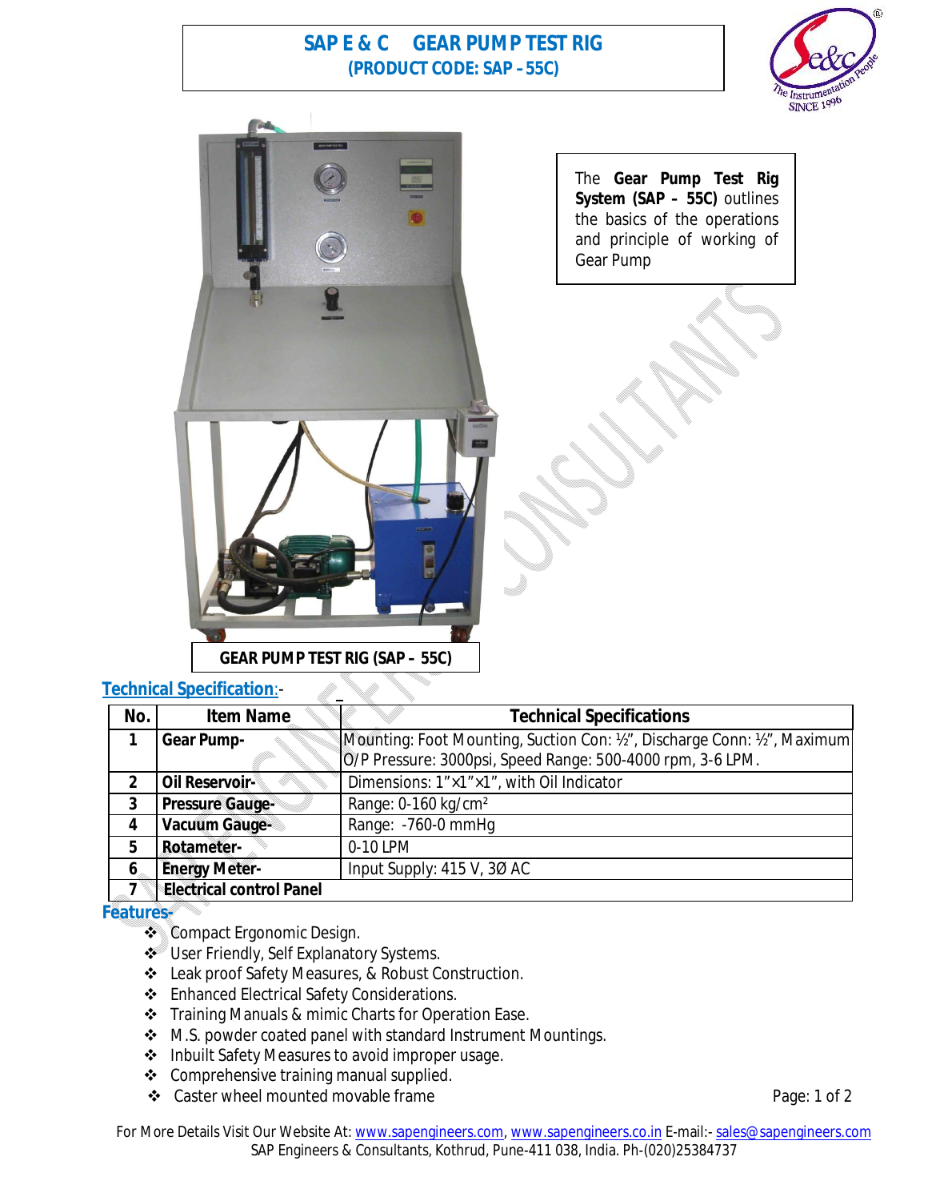# SAP E & C GEAR PUMP TEST RIG
## (PRODUCT CODE: SAP – 55C)

The **Gear Pump Test Rig System (SAP – 55C)** outlines the basics of the operations and principle of working of Gear Pump

**GEAR PUMP TEST RIG (SAP – 55C)**

## Technical Specification:-

| No. | Item Name | Technical Specifications |
|---|---|---|
| 1 | **Gear Pump-** | Mounting: Foot Mounting, Suction Con: ½", Discharge Conn: ½", Maximum O/P Pressure: 3000psi, Speed Range: 500-4000 rpm, 3-6 LPM. |
| 2 | **Oil Reservoir-** | Dimensions: 1"×1"×1", with Oil Indicator |
| 3 | **Pressure Gauge-** | Range: 0-160 kg/cm² |
| 4 | **Vacuum Gauge-** | Range: -760-0 mmHg |
| 5 | **Rotameter-** | 0-10 LPM |
| 6 | **Energy Meter-** | Input Supply: 415 V, 3Ø AC |
| 7 | **Electrical control Panel** | |

## Features-

- Compact Ergonomic Design.
- User Friendly, Self Explanatory Systems.
- Leak proof Safety Measures, & Robust Construction.
- Enhanced Electrical Safety Considerations.
- Training Manuals & mimic Charts for Operation Ease.
- M.S. powder coated panel with standard Instrument Mountings.
- Inbuilt Safety Measures to avoid improper usage.
- Comprehensive training manual supplied.
- Caster wheel mounted movable frame

For More Details Visit Our Website At: www.sapengineers.com, www.sapengineers.co.in E-mail:- sales@sapengineers.com
SAP Engineers & Consultants, Kothrud, Pune-411 038, India. Ph-(020)25384737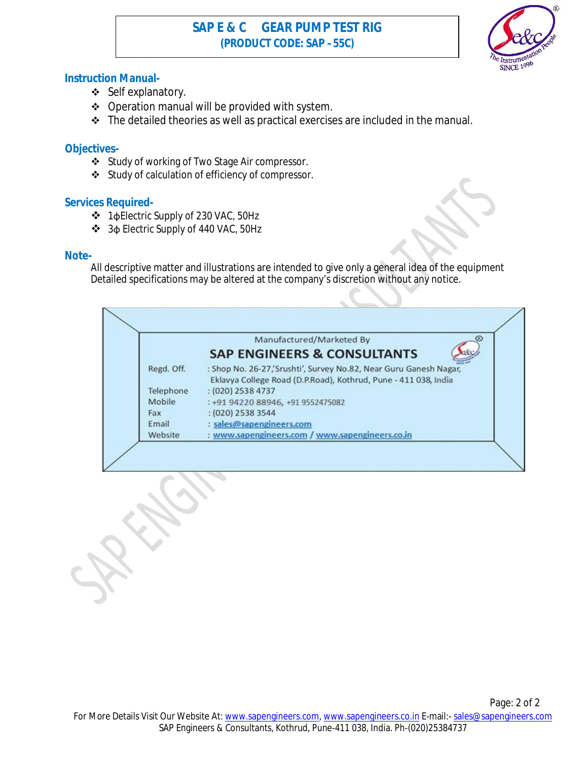## SAP E & C GEAR PUMP TEST RIG

**(PRODUCT CODE: SAP – 55C)**

### Instruction Manual-

- Self explanatory.
- Operation manual will be provided with system.
- The detailed theories as well as practical exercises are included in the manual.

### Objectives-

- Study of working of Two Stage Air compressor.
- Study of calculation of efficiency of compressor.

### Services Required-

- 1ϕElectric Supply of 230 VAC, 50Hz
- 3ϕ Electric Supply of 440 VAC, 50Hz

### Note-

All descriptive matter and illustrations are intended to give only a general idea of the equipment Detailed specifications may be altered at the company's discretion without any notice.

Manufactured/Marketed By

**SAP ENGINEERS & CONSULTANTS**

| | |
|---|---|
| Regd. Off. | : Shop No. 26-27,'Srushti', Survey No.82, Near Guru Ganesh Nagar, Eklavya College Road (D.P.Road), Kothrud, Pune - 411 038, India |
| Telephone | : (020) 2538 4737 |
| Mobile | : +91 94220 88946, +91 9552475082 |
| Fax | : (020) 2538 3544 |
| Email | : sales@sapengineers.com |
| Website | : www.sapengineers.com / www.sapengineers.co.in |

For More Details Visit Our Website At: www.sapengineers.com, www.sapengineers.co.in E-mail:- sales@sapengineers.com
SAP Engineers & Consultants, Kothrud, Pune-411 038, India. Ph-(020)25384737